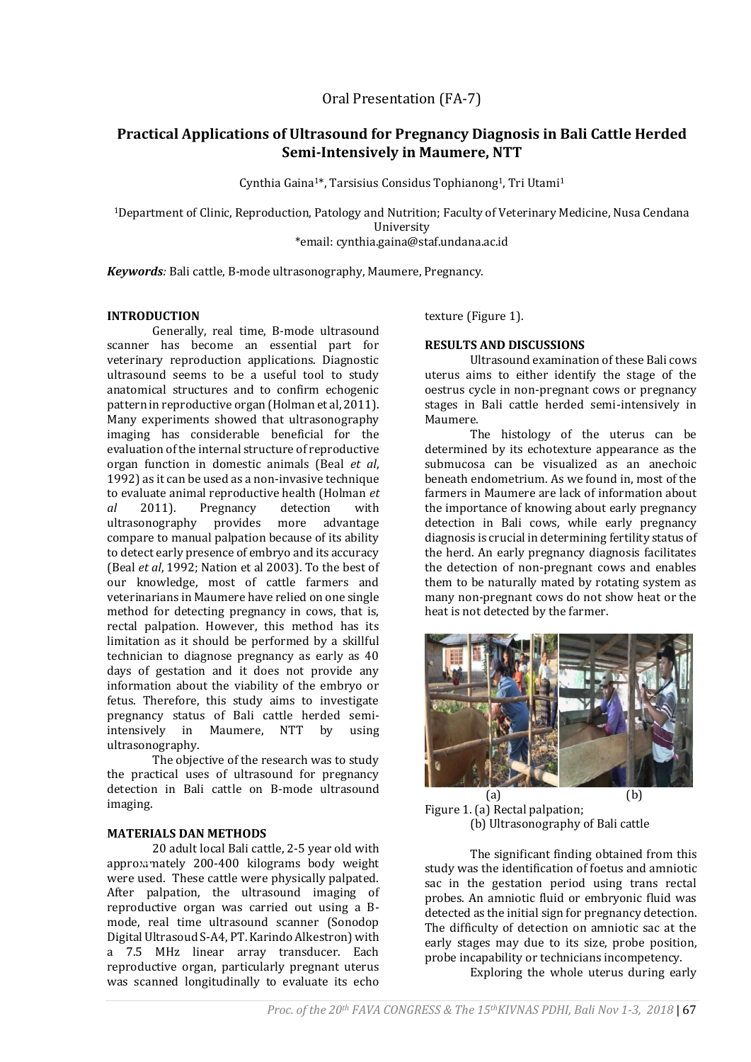Oral Presentation (FA-7)

# Practical Applications of Ultrasound for Pregnancy Diagnosis in Bali Cattle Herded Semi-Intensively in Maumere, NTT

Cynthia Gaina[1]*, Tarsisius Considus Tophianong[1], Tri Utami[1]

[1]Department of Clinic, Reproduction, Patology and Nutrition; Faculty of Veterinary Medicine, Nusa Cendana University
*email: cynthia.gaina@staf.undana.ac.id

***Keywords**:* Bali cattle, B-mode ultrasonography, Maumere, Pregnancy.

## INTRODUCTION

Generally, real time, B-mode ultrasound scanner has become an essential part for veterinary reproduction applications. Diagnostic ultrasound seems to be a useful tool to study anatomical structures and to confirm echogenic pattern in reproductive organ (Holman et al, 2011). Many experiments showed that ultrasonography imaging has considerable beneficial for the evaluation of the internal structure of reproductive organ function in domestic animals (Beal *et al*, 1992) as it can be used as a non-invasive technique to evaluate animal reproductive health (Holman *et al* 2011). Pregnancy detection with ultrasonography provides more advantage compare to manual palpation because of its ability to detect early presence of embryo and its accuracy (Beal *et al*, 1992; Nation et al 2003). To the best of our knowledge, most of cattle farmers and veterinarians in Maumere have relied on one single method for detecting pregnancy in cows, that is, rectal palpation. However, this method has its limitation as it should be performed by a skillful technician to diagnose pregnancy as early as 40 days of gestation and it does not provide any information about the viability of the embryo or fetus. Therefore, this study aims to investigate pregnancy status of Bali cattle herded semi-intensively in Maumere, NTT by using ultrasonography.

The objective of the research was to study the practical uses of ultrasound for pregnancy detection in Bali cattle on B-mode ultrasound imaging.

## MATERIALS DAN METHODS

20 adult local Bali cattle, 2-5 year old with approximately 200-400 kilograms body weight were used. These cattle were physically palpated. After palpation, the ultrasound imaging of reproductive organ was carried out using a B-mode, real time ultrasound scanner (Sonodop Digital Ultrasoud S-A4, PT. Karindo Alkestron) with a 7.5 MHz linear array transducer. Each reproductive organ, particularly pregnant uterus was scanned longitudinally to evaluate its echo texture (Figure 1).

## RESULTS AND DISCUSSIONS

Ultrasound examination of these Bali cows uterus aims to either identify the stage of the oestrus cycle in non-pregnant cows or pregnancy stages in Bali cattle herded semi-intensively in Maumere.

The histology of the uterus can be determined by its echotexture appearance as the submucosa can be visualized as an anechoic beneath endometrium. As we found in, most of the farmers in Maumere are lack of information about the importance of knowing about early pregnancy detection in Bali cows, while early pregnancy diagnosis is crucial in determining fertility status of the herd. An early pregnancy diagnosis facilitates the detection of non-pregnant cows and enables them to be naturally mated by rotating system as many non-pregnant cows do not show heat or the heat is not detected by the farmer.

Figure 1. (a) Rectal palpation;
(b) Ultrasonography of Bali cattle

The significant finding obtained from this study was the identification of foetus and amniotic sac in the gestation period using trans rectal probes. An amniotic fluid or embryonic fluid was detected as the initial sign for pregnancy detection. The difficulty of detection on amniotic sac at the early stages may due to its size, probe position, probe incapability or technicians incompetency.

Exploring the whole uterus during early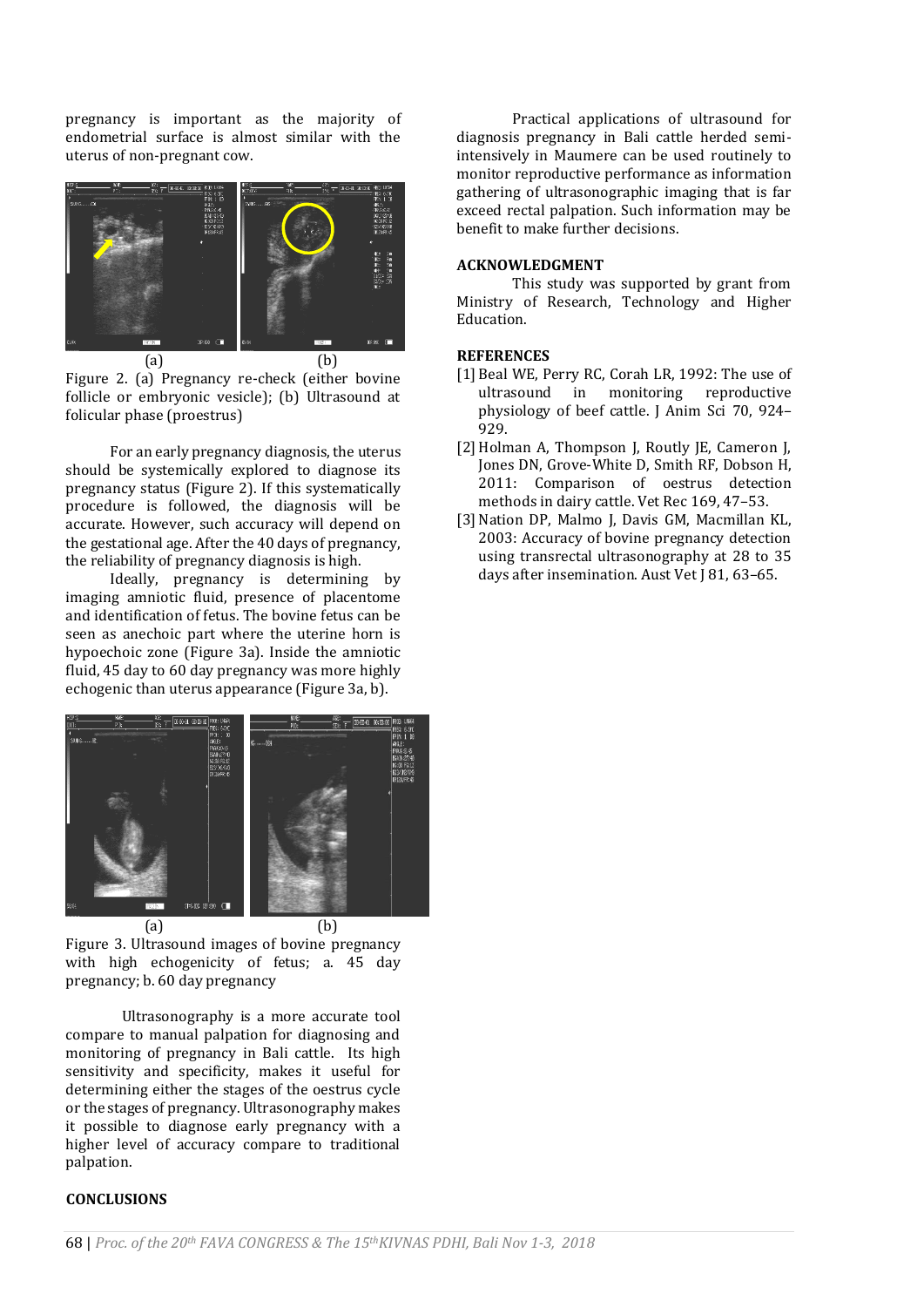pregnancy is important as the majority of endometrial surface is almost similar with the uterus of non-pregnant cow.

(a) (b)

Figure 2. (a) Pregnancy re-check (either bovine follicle or embryonic vesicle); (b) Ultrasound at folicular phase (proestrus)

For an early pregnancy diagnosis, the uterus should be systemically explored to diagnose its pregnancy status (Figure 2). If this systematically procedure is followed, the diagnosis will be accurate. However, such accuracy will depend on the gestational age. After the 40 days of pregnancy, the reliability of pregnancy diagnosis is high.

Ideally, pregnancy is determining by imaging amniotic fluid, presence of placentome and identification of fetus. The bovine fetus can be seen as anechoic part where the uterine horn is hypoechoic zone (Figure 3a). Inside the amniotic fluid, 45 day to 60 day pregnancy was more highly echogenic than uterus appearance (Figure 3a, b).

(a) (b)

Figure 3. Ultrasound images of bovine pregnancy with high echogenicity of fetus; a. 45 day pregnancy; b. 60 day pregnancy

Ultrasonography is a more accurate tool compare to manual palpation for diagnosing and monitoring of pregnancy in Bali cattle. Its high sensitivity and specificity, makes it useful for determining either the stages of the oestrus cycle or the stages of pregnancy. Ultrasonography makes it possible to diagnose early pregnancy with a higher level of accuracy compare to traditional palpation.

## CONCLUSIONS

Practical applications of ultrasound for diagnosis pregnancy in Bali cattle herded semi-intensively in Maumere can be used routinely to monitor reproductive performance as information gathering of ultrasonographic imaging that is far exceed rectal palpation. Such information may be benefit to make further decisions.

## ACKNOWLEDGMENT

This study was supported by grant from Ministry of Research, Technology and Higher Education.

## REFERENCES

[1] Beal WE, Perry RC, Corah LR, 1992: The use of ultrasound in monitoring reproductive physiology of beef cattle. J Anim Sci 70, 924–929.

[2] Holman A, Thompson J, Routly JE, Cameron J, Jones DN, Grove-White D, Smith RF, Dobson H, 2011: Comparison of oestrus detection methods in dairy cattle. Vet Rec 169, 47–53.

[3] Nation DP, Malmo J, Davis GM, Macmillan KL, 2003: Accuracy of bovine pregnancy detection using transrectal ultrasonography at 28 to 35 days after insemination. Aust Vet J 81, 63–65.